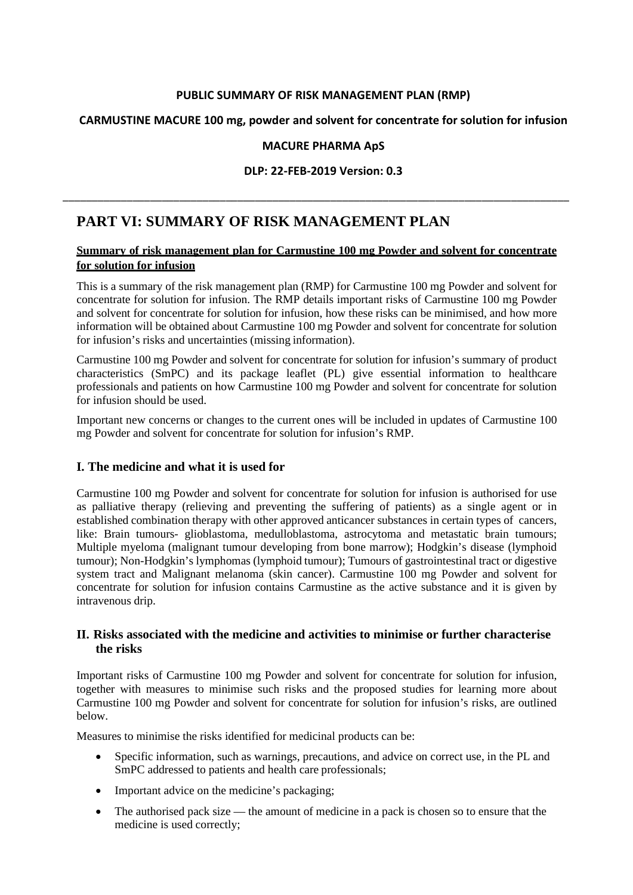**PUBLIC SUMMARY OF RISK MANAGEMENT PLAN (RMP)**

**CARMUSTINE MACURE 100 mg, powder and solvent for concentrate for solution for infusion**

**MACURE PHARMA ApS**

**DLP: 22-FEB-2019 Version: 0.3**

---

# PART VI: SUMMARY OF RISK MANAGEMENT PLAN

**Summary of risk management plan for Carmustine 100 mg Powder and solvent for concentrate for solution for infusion**

This is a summary of the risk management plan (RMP) for Carmustine 100 mg Powder and solvent for concentrate for solution for infusion. The RMP details important risks of Carmustine 100 mg Powder and solvent for concentrate for solution for infusion, how these risks can be minimised, and how more information will be obtained about Carmustine 100 mg Powder and solvent for concentrate for solution for infusion's risks and uncertainties (missing information).

Carmustine 100 mg Powder and solvent for concentrate for solution for infusion's summary of product characteristics (SmPC) and its package leaflet (PL) give essential information to healthcare professionals and patients on how Carmustine 100 mg Powder and solvent for concentrate for solution for infusion should be used.

Important new concerns or changes to the current ones will be included in updates of Carmustine 100 mg Powder and solvent for concentrate for solution for infusion's RMP.

## I. The medicine and what it is used for

Carmustine 100 mg Powder and solvent for concentrate for solution for infusion is authorised for use as palliative therapy (relieving and preventing the suffering of patients) as a single agent or in established combination therapy with other approved anticancer substances in certain types of cancers, like: Brain tumours- glioblastoma, medulloblastoma, astrocytoma and metastatic brain tumours; Multiple myeloma (malignant tumour developing from bone marrow); Hodgkin's disease (lymphoid tumour); Non-Hodgkin's lymphomas (lymphoid tumour); Tumours of gastrointestinal tract or digestive system tract and Malignant melanoma (skin cancer). Carmustine 100 mg Powder and solvent for concentrate for solution for infusion contains Carmustine as the active substance and it is given by intravenous drip.

## II. Risks associated with the medicine and activities to minimise or further characterise the risks

Important risks of Carmustine 100 mg Powder and solvent for concentrate for solution for infusion, together with measures to minimise such risks and the proposed studies for learning more about Carmustine 100 mg Powder and solvent for concentrate for solution for infusion's risks, are outlined below.

Measures to minimise the risks identified for medicinal products can be:

- Specific information, such as warnings, precautions, and advice on correct use, in the PL and SmPC addressed to patients and health care professionals;
- Important advice on the medicine's packaging;
- The authorised pack size — the amount of medicine in a pack is chosen so to ensure that the medicine is used correctly;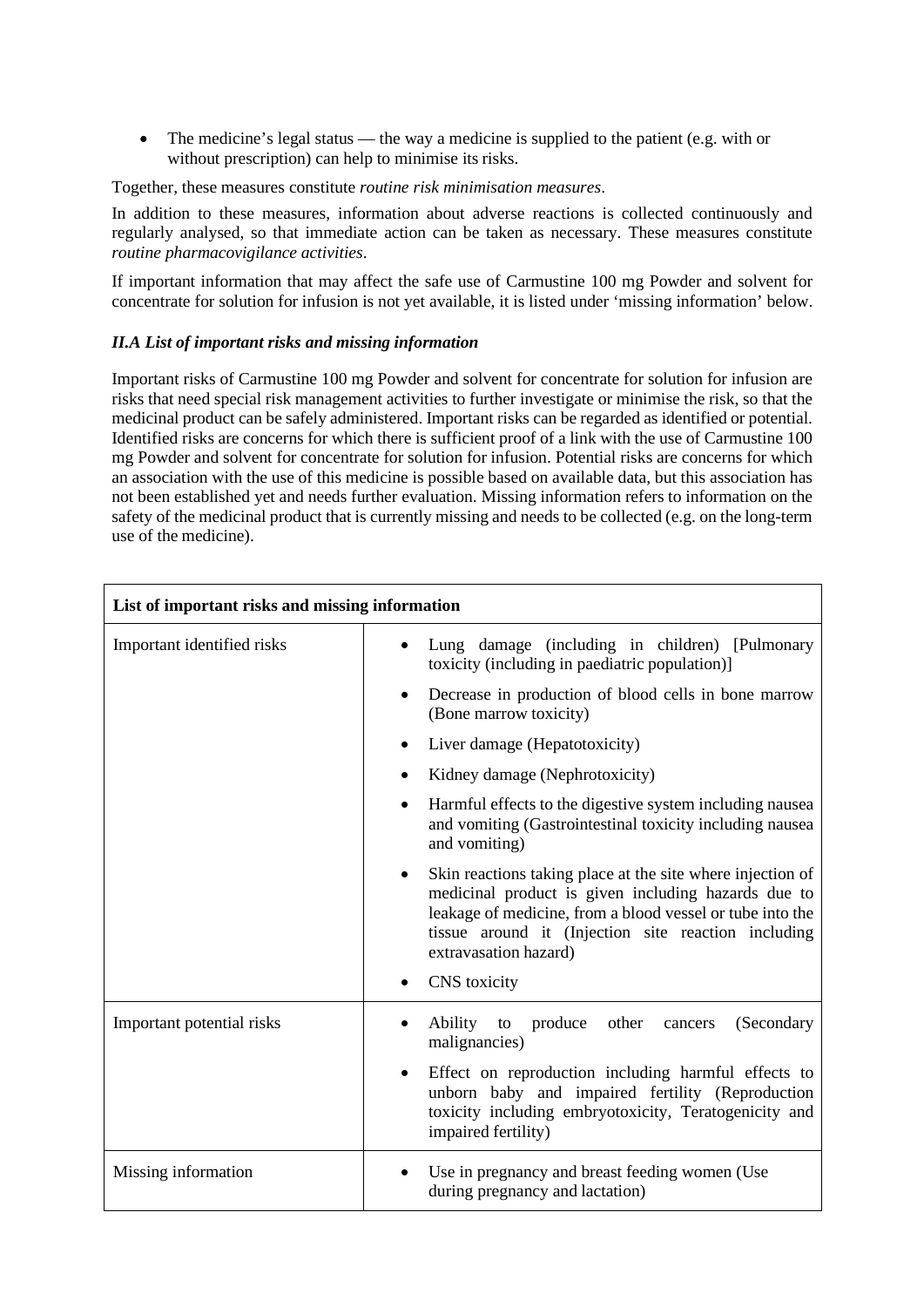- The medicine's legal status — the way a medicine is supplied to the patient (e.g. with or without prescription) can help to minimise its risks.

Together, these measures constitute *routine risk minimisation measures*.

In addition to these measures, information about adverse reactions is collected continuously and regularly analysed, so that immediate action can be taken as necessary. These measures constitute *routine pharmacovigilance activities*.

If important information that may affect the safe use of Carmustine 100 mg Powder and solvent for concentrate for solution for infusion is not yet available, it is listed under 'missing information' below.

### *II.A List of important risks and missing information*

Important risks of Carmustine 100 mg Powder and solvent for concentrate for solution for infusion are risks that need special risk management activities to further investigate or minimise the risk, so that the medicinal product can be safely administered. Important risks can be regarded as identified or potential. Identified risks are concerns for which there is sufficient proof of a link with the use of Carmustine 100 mg Powder and solvent for concentrate for solution for infusion. Potential risks are concerns for which an association with the use of this medicine is possible based on available data, but this association has not been established yet and needs further evaluation. Missing information refers to information on the safety of the medicinal product that is currently missing and needs to be collected (e.g. on the long-term use of the medicine).

| **List of important risks and missing information** | |
| --- | --- |
| Important identified risks | • Lung damage (including in children) [Pulmonary toxicity (including in paediatric population)]<br>• Decrease in production of blood cells in bone marrow (Bone marrow toxicity)<br>• Liver damage (Hepatotoxicity)<br>• Kidney damage (Nephrotoxicity)<br>• Harmful effects to the digestive system including nausea and vomiting (Gastrointestinal toxicity including nausea and vomiting)<br>• Skin reactions taking place at the site where injection of medicinal product is given including hazards due to leakage of medicine, from a blood vessel or tube into the tissue around it (Injection site reaction including extravasation hazard)<br>• CNS toxicity |
| Important potential risks | • Ability to produce other cancers (Secondary malignancies)<br>• Effect on reproduction including harmful effects to unborn baby and impaired fertility (Reproduction toxicity including embryotoxicity, Teratogenicity and impaired fertility) |
| Missing information | • Use in pregnancy and breast feeding women (Use during pregnancy and lactation) |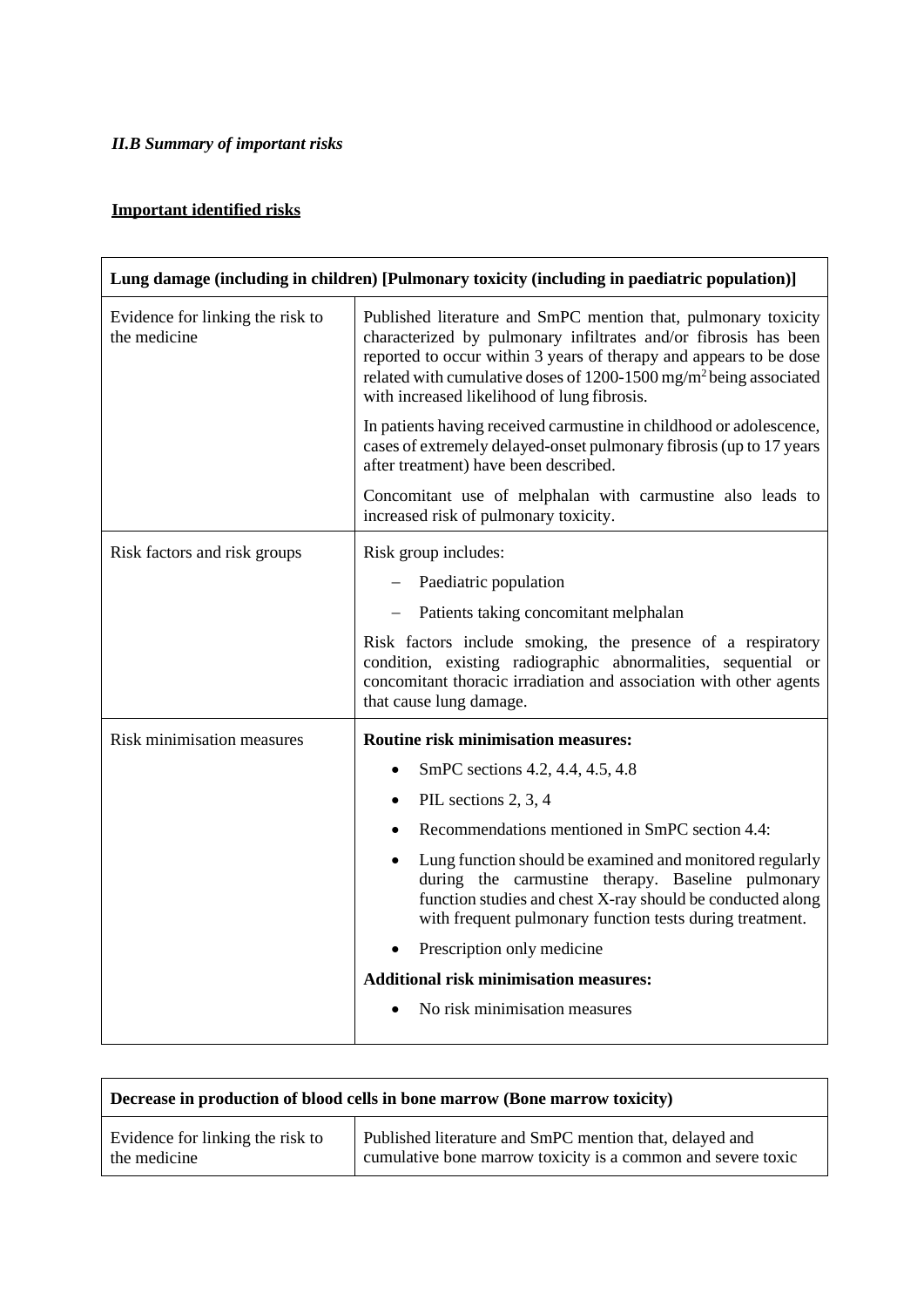### *II.B Summary of important risks*

**Important identified risks**

| **Lung damage (including in children) [Pulmonary toxicity (including in paediatric population)]** | |
|---|---|
| Evidence for linking the risk to the medicine | Published literature and SmPC mention that, pulmonary toxicity characterized by pulmonary infiltrates and/or fibrosis has been reported to occur within 3 years of therapy and appears to be dose related with cumulative doses of 1200-1500 mg/m$^2$ being associated with increased likelihood of lung fibrosis.<br><br>In patients having received carmustine in childhood or adolescence, cases of extremely delayed-onset pulmonary fibrosis (up to 17 years after treatment) have been described.<br><br>Concomitant use of melphalan with carmustine also leads to increased risk of pulmonary toxicity. |
| Risk factors and risk groups | Risk group includes:<br>– Paediatric population<br>– Patients taking concomitant melphalan<br><br>Risk factors include smoking, the presence of a respiratory condition, existing radiographic abnormalities, sequential or concomitant thoracic irradiation and association with other agents that cause lung damage. |
| Risk minimisation measures | **Routine risk minimisation measures:**<br>• SmPC sections 4.2, 4.4, 4.5, 4.8<br>• PIL sections 2, 3, 4<br>• Recommendations mentioned in SmPC section 4.4:<br>• Lung function should be examined and monitored regularly during the carmustine therapy. Baseline pulmonary function studies and chest X-ray should be conducted along with frequent pulmonary function tests during treatment.<br>• Prescription only medicine<br><br>**Additional risk minimisation measures:**<br>• No risk minimisation measures |

| **Decrease in production of blood cells in bone marrow (Bone marrow toxicity)** | |
|---|---|
| Evidence for linking the risk to the medicine | Published literature and SmPC mention that, delayed and cumulative bone marrow toxicity is a common and severe toxic |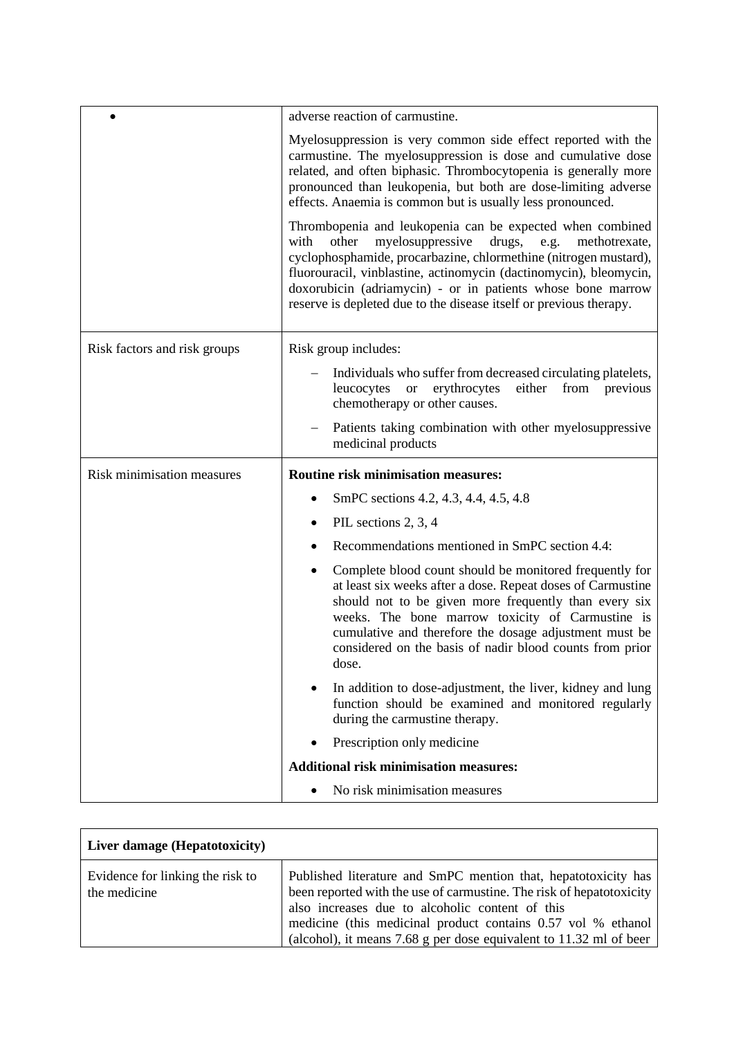| • | adverse reaction of carmustine.<br><br>Myelosuppression is very common side effect reported with the carmustine. The myelosuppression is dose and cumulative dose related, and often biphasic. Thrombocytopenia is generally more pronounced than leukopenia, but both are dose-limiting adverse effects. Anaemia is common but is usually less pronounced.<br><br>Thrombopenia and leukopenia can be expected when combined with other myelosuppressive drugs, e.g. methotrexate, cyclophosphamide, procarbazine, chlormethine (nitrogen mustard), fluorouracil, vinblastine, actinomycin (dactinomycin), bleomycin, doxorubicin (adriamycin) - or in patients whose bone marrow reserve is depleted due to the disease itself or previous therapy. |
|---|---|
| Risk factors and risk groups | Risk group includes:<br>– Individuals who suffer from decreased circulating platelets, leucocytes or erythrocytes either from previous chemotherapy or other causes.<br>– Patients taking combination with other myelosuppressive medicinal products |
| Risk minimisation measures | **Routine risk minimisation measures:**<br>• SmPC sections 4.2, 4.3, 4.4, 4.5, 4.8<br>• PIL sections 2, 3, 4<br>• Recommendations mentioned in SmPC section 4.4:<br>• Complete blood count should be monitored frequently for at least six weeks after a dose. Repeat doses of Carmustine should not to be given more frequently than every six weeks. The bone marrow toxicity of Carmustine is cumulative and therefore the dosage adjustment must be considered on the basis of nadir blood counts from prior dose.<br>• In addition to dose-adjustment, the liver, kidney and lung function should be examined and monitored regularly during the carmustine therapy.<br>• Prescription only medicine<br>**Additional risk minimisation measures:**<br>• No risk minimisation measures |

| **Liver damage (Hepatotoxicity)** | |
|---|---|
| Evidence for linking the risk to the medicine | Published literature and SmPC mention that, hepatotoxicity has been reported with the use of carmustine. The risk of hepatotoxicity also increases due to alcoholic content of this medicine (this medicinal product contains 0.57 vol % ethanol (alcohol), it means 7.68 g per dose equivalent to 11.32 ml of beer |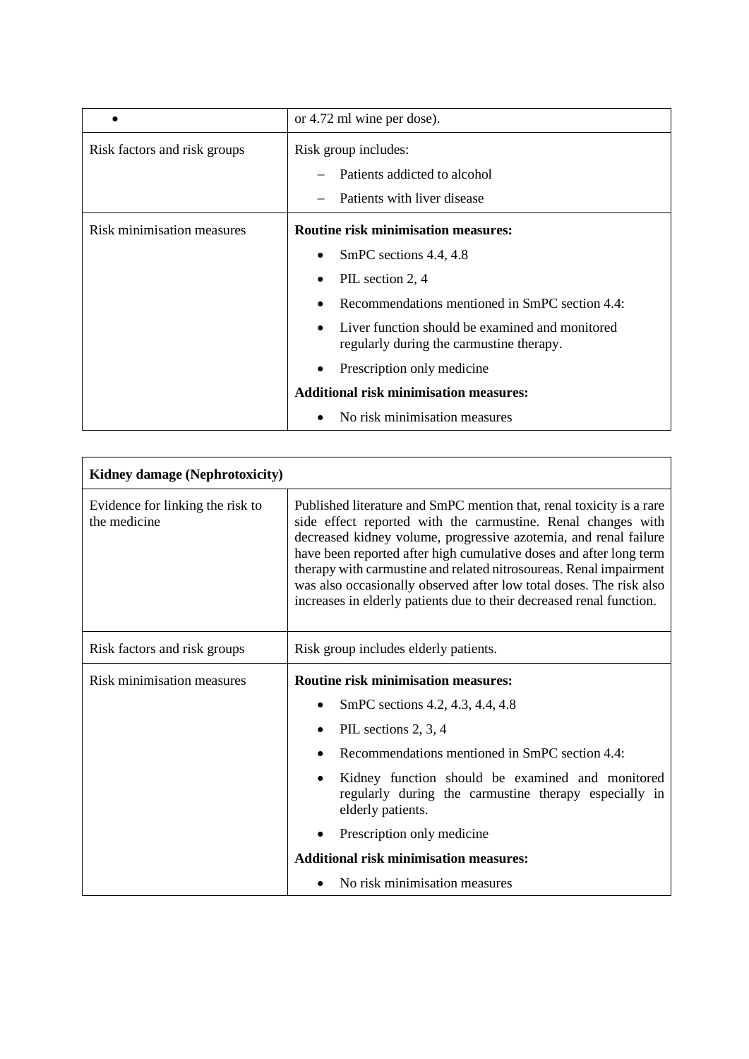| • | or 4.72 ml wine per dose). |
|---|---|
| Risk factors and risk groups | Risk group includes:<br>– Patients addicted to alcohol<br>– Patients with liver disease |
| Risk minimisation measures | **Routine risk minimisation measures:**<br>• SmPC sections 4.4, 4.8<br>• PIL section 2, 4<br>• Recommendations mentioned in SmPC section 4.4:<br>• Liver function should be examined and monitored regularly during the carmustine therapy.<br>• Prescription only medicine<br>**Additional risk minimisation measures:**<br>• No risk minimisation measures |

| **Kidney damage (Nephrotoxicity)** | |
|---|---|
| Evidence for linking the risk to the medicine | Published literature and SmPC mention that, renal toxicity is a rare side effect reported with the carmustine. Renal changes with decreased kidney volume, progressive azotemia, and renal failure have been reported after high cumulative doses and after long term therapy with carmustine and related nitrosoureas. Renal impairment was also occasionally observed after low total doses. The risk also increases in elderly patients due to their decreased renal function. |
| Risk factors and risk groups | Risk group includes elderly patients. |
| Risk minimisation measures | **Routine risk minimisation measures:**<br>• SmPC sections 4.2, 4.3, 4.4, 4.8<br>• PIL sections 2, 3, 4<br>• Recommendations mentioned in SmPC section 4.4:<br>• Kidney function should be examined and monitored regularly during the carmustine therapy especially in elderly patients.<br>• Prescription only medicine<br>**Additional risk minimisation measures:**<br>• No risk minimisation measures |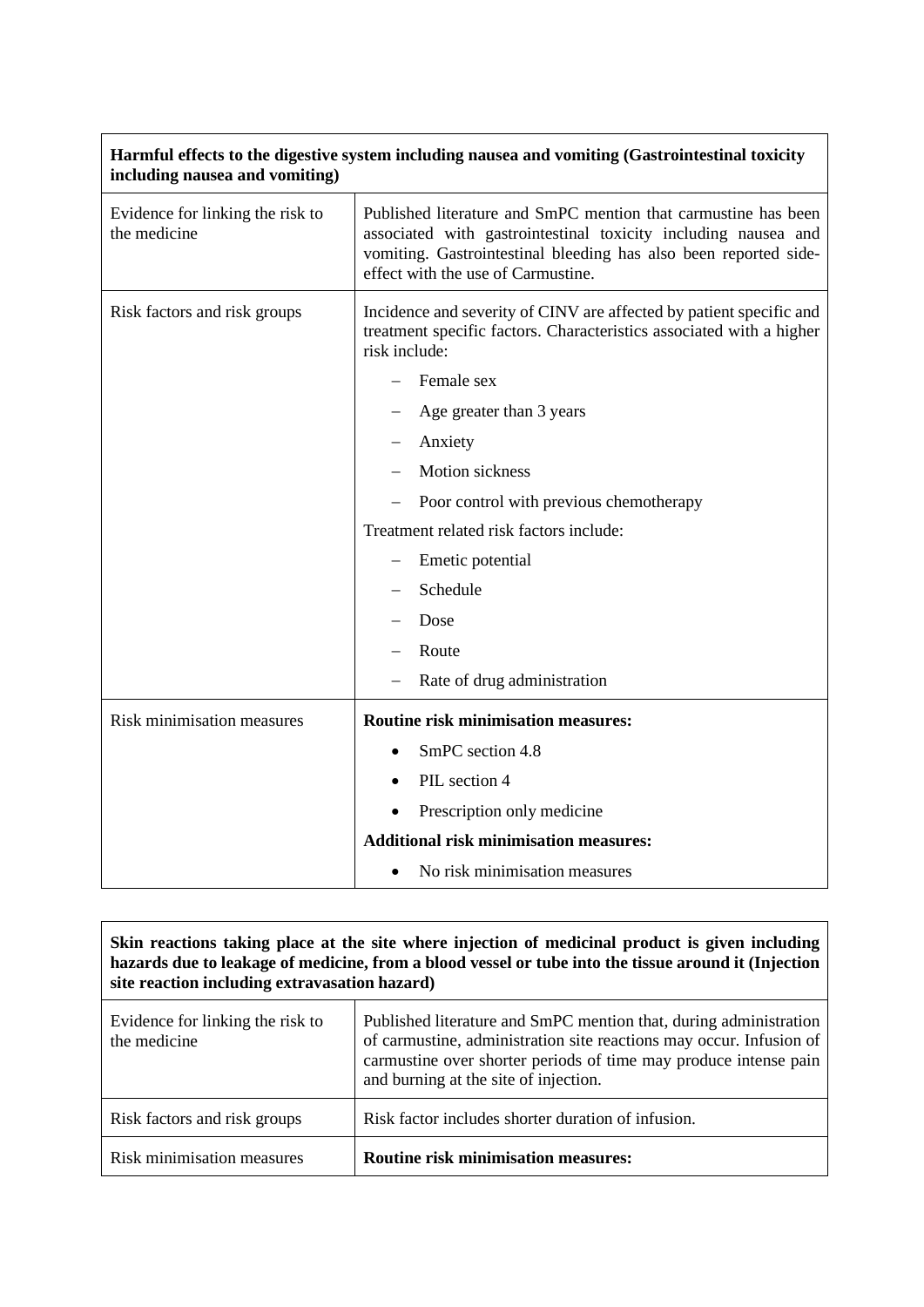| **Harmful effects to the digestive system including nausea and vomiting (Gastrointestinal toxicity including nausea and vomiting)** | |
|---|---|
| Evidence for linking the risk to the medicine | Published literature and SmPC mention that carmustine has been associated with gastrointestinal toxicity including nausea and vomiting. Gastrointestinal bleeding has also been reported side-effect with the use of Carmustine. |
| Risk factors and risk groups | Incidence and severity of CINV are affected by patient specific and treatment specific factors. Characteristics associated with a higher risk include:<br>– Female sex<br>– Age greater than 3 years<br>– Anxiety<br>– Motion sickness<br>– Poor control with previous chemotherapy<br>Treatment related risk factors include:<br>– Emetic potential<br>– Schedule<br>– Dose<br>– Route<br>– Rate of drug administration |
| Risk minimisation measures | **Routine risk minimisation measures:**<br>• SmPC section 4.8<br>• PIL section 4<br>• Prescription only medicine<br>**Additional risk minimisation measures:**<br>• No risk minimisation measures |

| **Skin reactions taking place at the site where injection of medicinal product is given including hazards due to leakage of medicine, from a blood vessel or tube into the tissue around it (Injection site reaction including extravasation hazard)** | |
|---|---|
| Evidence for linking the risk to the medicine | Published literature and SmPC mention that, during administration of carmustine, administration site reactions may occur. Infusion of carmustine over shorter periods of time may produce intense pain and burning at the site of injection. |
| Risk factors and risk groups | Risk factor includes shorter duration of infusion. |
| Risk minimisation measures | **Routine risk minimisation measures:** |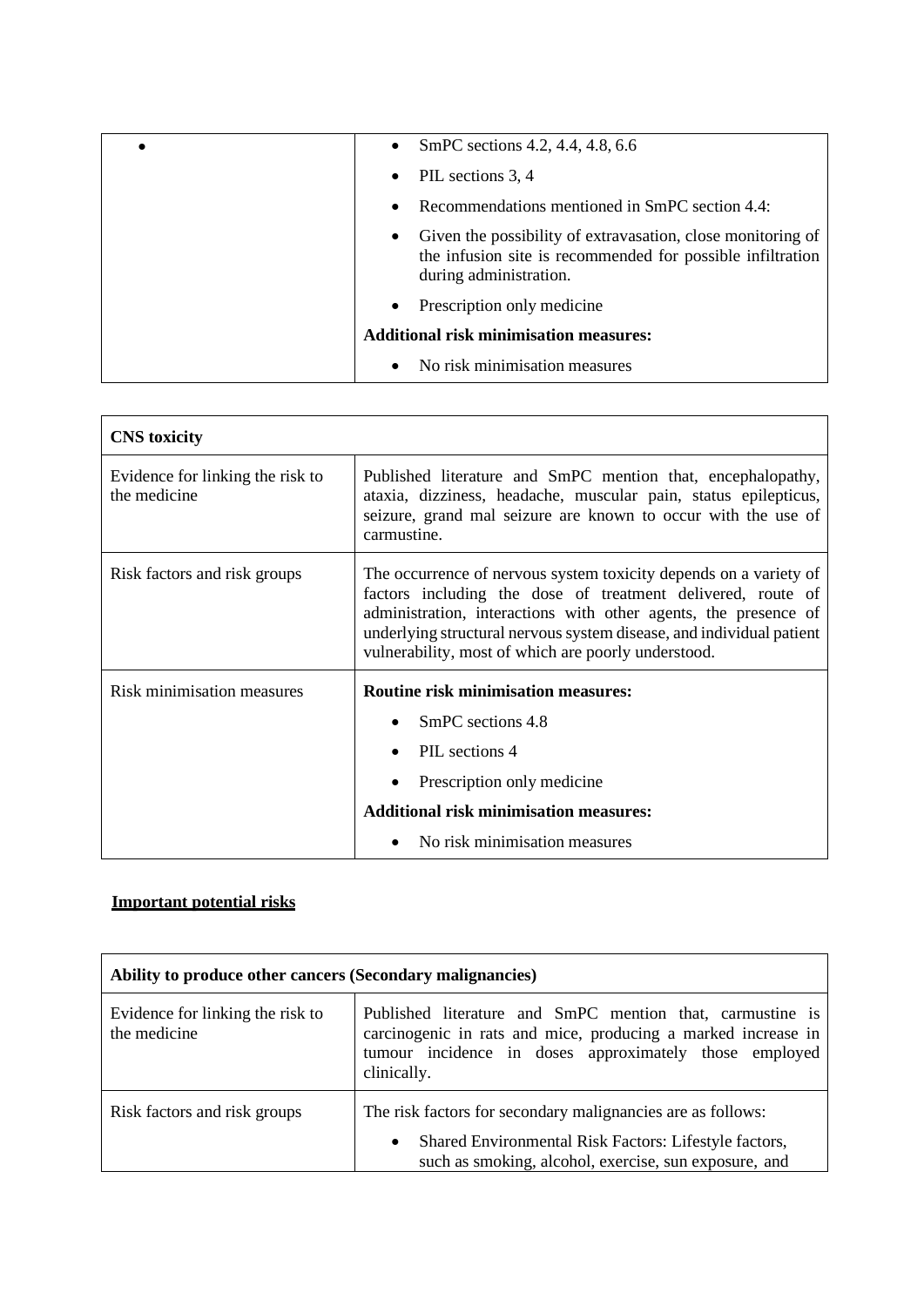| | |
|---|---|
| • | • SmPC sections 4.2, 4.4, 4.8, 6.6<br>• PIL sections 3, 4<br>• Recommendations mentioned in SmPC section 4.4:<br>• Given the possibility of extravasation, close monitoring of the infusion site is recommended for possible infiltration during administration.<br>• Prescription only medicine<br>**Additional risk minimisation measures:**<br>• No risk minimisation measures |

| **CNS toxicity** | |
|---|---|
| Evidence for linking the risk to the medicine | Published literature and SmPC mention that, encephalopathy, ataxia, dizziness, headache, muscular pain, status epilepticus, seizure, grand mal seizure are known to occur with the use of carmustine. |
| Risk factors and risk groups | The occurrence of nervous system toxicity depends on a variety of factors including the dose of treatment delivered, route of administration, interactions with other agents, the presence of underlying structural nervous system disease, and individual patient vulnerability, most of which are poorly understood. |
| Risk minimisation measures | **Routine risk minimisation measures:**<br>• SmPC sections 4.8<br>• PIL sections 4<br>• Prescription only medicine<br>**Additional risk minimisation measures:**<br>• No risk minimisation measures |

**Important potential risks**

| **Ability to produce other cancers (Secondary malignancies)** | |
|---|---|
| Evidence for linking the risk to the medicine | Published literature and SmPC mention that, carmustine is carcinogenic in rats and mice, producing a marked increase in tumour incidence in doses approximately those employed clinically. |
| Risk factors and risk groups | The risk factors for secondary malignancies are as follows:<br>• Shared Environmental Risk Factors: Lifestyle factors, such as smoking, alcohol, exercise, sun exposure, and |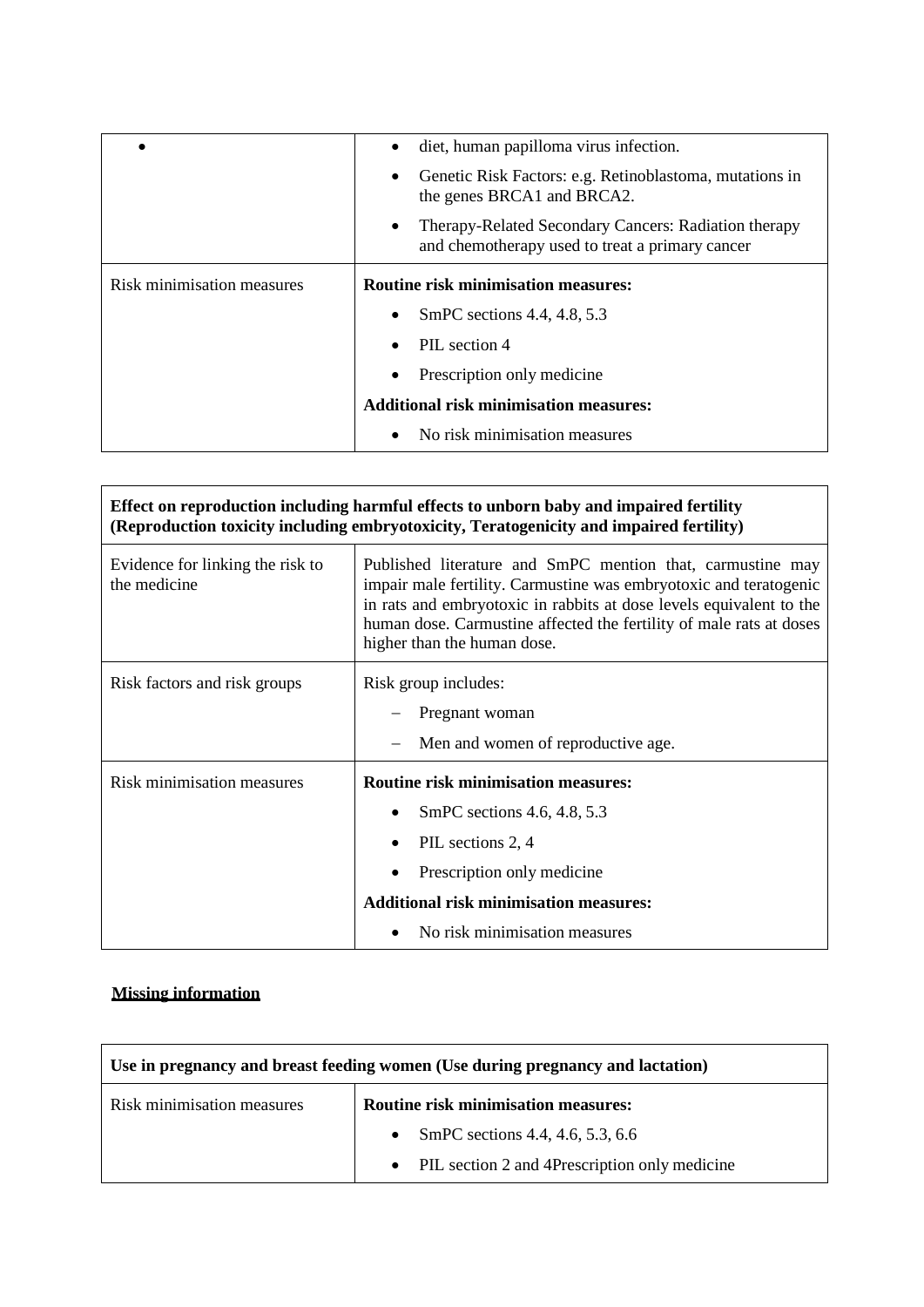| • | • diet, human papilloma virus infection.<br>• Genetic Risk Factors: e.g. Retinoblastoma, mutations in the genes BRCA1 and BRCA2.<br>• Therapy-Related Secondary Cancers: Radiation therapy and chemotherapy used to treat a primary cancer |
|---|---|
| Risk minimisation measures | **Routine risk minimisation measures:**<br>• SmPC sections 4.4, 4.8, 5.3<br>• PIL section 4<br>• Prescription only medicine<br>**Additional risk minimisation measures:**<br>• No risk minimisation measures |

| **Effect on reproduction including harmful effects to unborn baby and impaired fertility (Reproduction toxicity including embryotoxicity, Teratogenicity and impaired fertility)** | |
|---|---|
| Evidence for linking the risk to the medicine | Published literature and SmPC mention that, carmustine may impair male fertility. Carmustine was embryotoxic and teratogenic in rats and embryotoxic in rabbits at dose levels equivalent to the human dose. Carmustine affected the fertility of male rats at doses higher than the human dose. |
| Risk factors and risk groups | Risk group includes:<br>– Pregnant woman<br>– Men and women of reproductive age. |
| Risk minimisation measures | **Routine risk minimisation measures:**<br>• SmPC sections 4.6, 4.8, 5.3<br>• PIL sections 2, 4<br>• Prescription only medicine<br>**Additional risk minimisation measures:**<br>• No risk minimisation measures |

**Missing information**

| **Use in pregnancy and breast feeding women (Use during pregnancy and lactation)** | |
|---|---|
| Risk minimisation measures | **Routine risk minimisation measures:**<br>• SmPC sections 4.4, 4.6, 5.3, 6.6<br>• PIL section 2 and 4Prescription only medicine |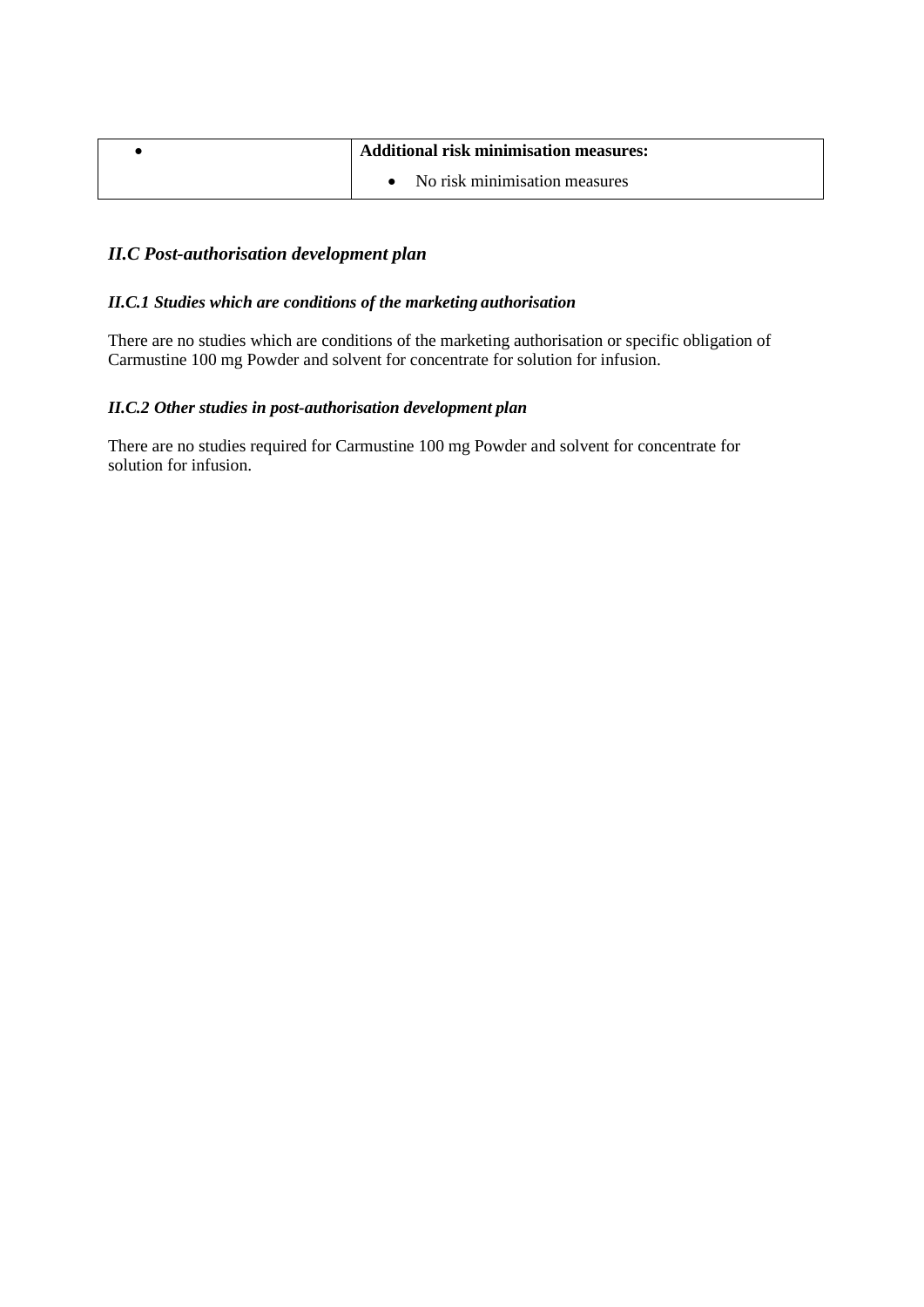| | |
|---|---|
| • | **Additional risk minimisation measures:**<br>• No risk minimisation measures |

### *II.C Post-authorisation development plan*

#### *II.C.1 Studies which are conditions of the marketing authorisation*

There are no studies which are conditions of the marketing authorisation or specific obligation of Carmustine 100 mg Powder and solvent for concentrate for solution for infusion.

#### *II.C.2 Other studies in post-authorisation development plan*

There are no studies required for Carmustine 100 mg Powder and solvent for concentrate for solution for infusion.